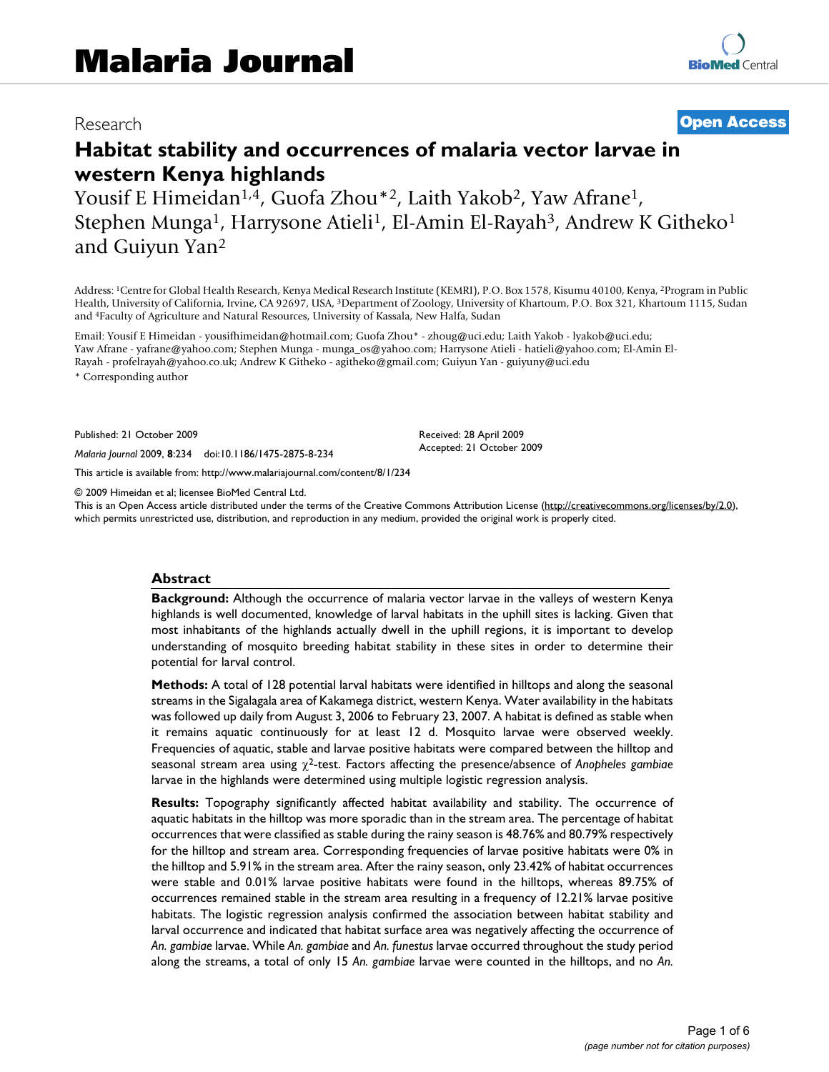Research

**Open Access**

# Habitat stability and occurrences of malaria vector larvae in western Kenya highlands

Yousif E Himeidan[1,4], Guofa Zhou*[2], Laith Yakob[2], Yaw Afrane[1], Stephen Munga[1], Harrysone Atieli[1], El-Amin El-Rayah[3], Andrew K Githeko[1] and Guiyun Yan[2]

Address: [1]Centre for Global Health Research, Kenya Medical Research Institute (KEMRI), P.O. Box 1578, Kisumu 40100, Kenya, [2]Program in Public Health, University of California, Irvine, CA 92697, USA, [3]Department of Zoology, University of Khartoum, P.O. Box 321, Khartoum 1115, Sudan and [4]Faculty of Agriculture and Natural Resources, University of Kassala, New Halfa, Sudan

Email: Yousif E Himeidan - yousifhimeidan@hotmail.com; Guofa Zhou* - zhoug@uci.edu; Laith Yakob - lyakob@uci.edu; Yaw Afrane - yafrane@yahoo.com; Stephen Munga - munga_os@yahoo.com; Harrysone Atieli - hatieli@yahoo.com; El-Amin El-Rayah - profelrayah@yahoo.co.uk; Andrew K Githeko - agitheko@gmail.com; Guiyun Yan - guiyuny@uci.edu

* Corresponding author

Published: 21 October 2009

*Malaria Journal* 2009, **8**:234 doi:10.1186/1475-2875-8-234

Received: 28 April 2009
Accepted: 21 October 2009

This article is available from: http://www.malariajournal.com/content/8/1/234

© 2009 Himeidan et al; licensee BioMed Central Ltd.
This is an Open Access article distributed under the terms of the Creative Commons Attribution License (http://creativecommons.org/licenses/by/2.0), which permits unrestricted use, distribution, and reproduction in any medium, provided the original work is properly cited.

## Abstract

**Background:** Although the occurrence of malaria vector larvae in the valleys of western Kenya highlands is well documented, knowledge of larval habitats in the uphill sites is lacking. Given that most inhabitants of the highlands actually dwell in the uphill regions, it is important to develop understanding of mosquito breeding habitat stability in these sites in order to determine their potential for larval control.

**Methods:** A total of 128 potential larval habitats were identified in hilltops and along the seasonal streams in the Sigalagala area of Kakamega district, western Kenya. Water availability in the habitats was followed up daily from August 3, 2006 to February 23, 2007. A habitat is defined as stable when it remains aquatic continuously for at least 12 d. Mosquito larvae were observed weekly. Frequencies of aquatic, stable and larvae positive habitats were compared between the hilltop and seasonal stream area using $\chi^2$-test. Factors affecting the presence/absence of *Anopheles gambiae* larvae in the highlands were determined using multiple logistic regression analysis.

**Results:** Topography significantly affected habitat availability and stability. The occurrence of aquatic habitats in the hilltop was more sporadic than in the stream area. The percentage of habitat occurrences that were classified as stable during the rainy season is 48.76% and 80.79% respectively for the hilltop and stream area. Corresponding frequencies of larvae positive habitats were 0% in the hilltop and 5.91% in the stream area. After the rainy season, only 23.42% of habitat occurrences were stable and 0.01% larvae positive habitats were found in the hilltops, whereas 89.75% of occurrences remained stable in the stream area resulting in a frequency of 12.21% larvae positive habitats. The logistic regression analysis confirmed the association between habitat stability and larval occurrence and indicated that habitat surface area was negatively affecting the occurrence of *An. gambiae* larvae. While *An. gambiae* and *An. funestus* larvae occurred throughout the study period along the streams, a total of only 15 *An. gambiae* larvae were counted in the hilltops, and no *An.*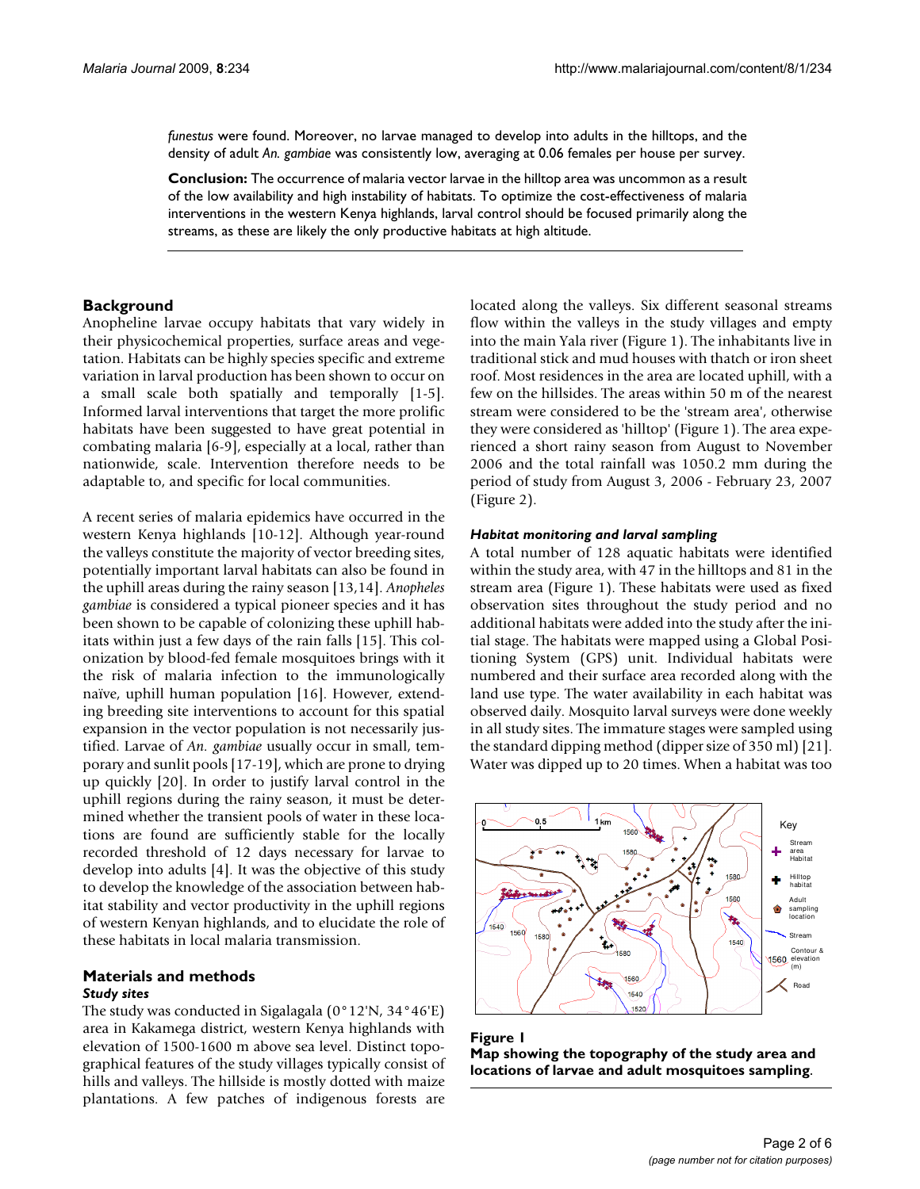*funestus* were found. Moreover, no larvae managed to develop into adults in the hilltops, and the density of adult *An. gambiae* was consistently low, averaging at 0.06 females per house per survey.

**Conclusion:** The occurrence of malaria vector larvae in the hilltop area was uncommon as a result of the low availability and high instability of habitats. To optimize the cost-effectiveness of malaria interventions in the western Kenya highlands, larval control should be focused primarily along the streams, as these are likely the only productive habitats at high altitude.

## Background

Anopheline larvae occupy habitats that vary widely in their physicochemical properties, surface areas and vegetation. Habitats can be highly species specific and extreme variation in larval production has been shown to occur on a small scale both spatially and temporally [1-5]. Informed larval interventions that target the more prolific habitats have been suggested to have great potential in combating malaria [6-9], especially at a local, rather than nationwide, scale. Intervention therefore needs to be adaptable to, and specific for local communities.

A recent series of malaria epidemics have occurred in the western Kenya highlands [10-12]. Although year-round the valleys constitute the majority of vector breeding sites, potentially important larval habitats can also be found in the uphill areas during the rainy season [13,14]. *Anopheles gambiae* is considered a typical pioneer species and it has been shown to be capable of colonizing these uphill habitats within just a few days of the rain falls [15]. This colonization by blood-fed female mosquitoes brings with it the risk of malaria infection to the immunologically naïve, uphill human population [16]. However, extending breeding site interventions to account for this spatial expansion in the vector population is not necessarily justified. Larvae of *An. gambiae* usually occur in small, temporary and sunlit pools [17-19], which are prone to drying up quickly [20]. In order to justify larval control in the uphill regions during the rainy season, it must be determined whether the transient pools of water in these locations are found are sufficiently stable for the locally recorded threshold of 12 days necessary for larvae to develop into adults [4]. It was the objective of this study to develop the knowledge of the association between habitat stability and vector productivity in the uphill regions of western Kenyan highlands, and to elucidate the role of these habitats in local malaria transmission.

## Materials and methods

### *Study sites*

The study was conducted in Sigalagala (0°12'N, 34°46'E) area in Kakamega district, western Kenya highlands with elevation of 1500-1600 m above sea level. Distinct topographical features of the study villages typically consist of hills and valleys. The hillside is mostly dotted with maize plantations. A few patches of indigenous forests are located along the valleys. Six different seasonal streams flow within the valleys in the study villages and empty into the main Yala river (Figure 1). The inhabitants live in traditional stick and mud houses with thatch or iron sheet roof. Most residences in the area are located uphill, with a few on the hillsides. The areas within 50 m of the nearest stream were considered to be the 'stream area', otherwise they were considered as 'hilltop' (Figure 1). The area experienced a short rainy season from August to November 2006 and the total rainfall was 1050.2 mm during the period of study from August 3, 2006 - February 23, 2007 (Figure 2).

### *Habitat monitoring and larval sampling*

A total number of 128 aquatic habitats were identified within the study area, with 47 in the hilltops and 81 in the stream area (Figure 1). These habitats were used as fixed observation sites throughout the study period and no additional habitats were added into the study after the initial stage. The habitats were mapped using a Global Positioning System (GPS) unit. Individual habitats were numbered and their surface area recorded along with the land use type. The water availability in each habitat was observed daily. Mosquito larval surveys were done weekly in all study sites. The immature stages were sampled using the standard dipping method (dipper size of 350 ml) [21]. Water was dipped up to 20 times. When a habitat was too

**Figure 1**
**Map showing the topography of the study area and locations of larvae and adult mosquitoes sampling**.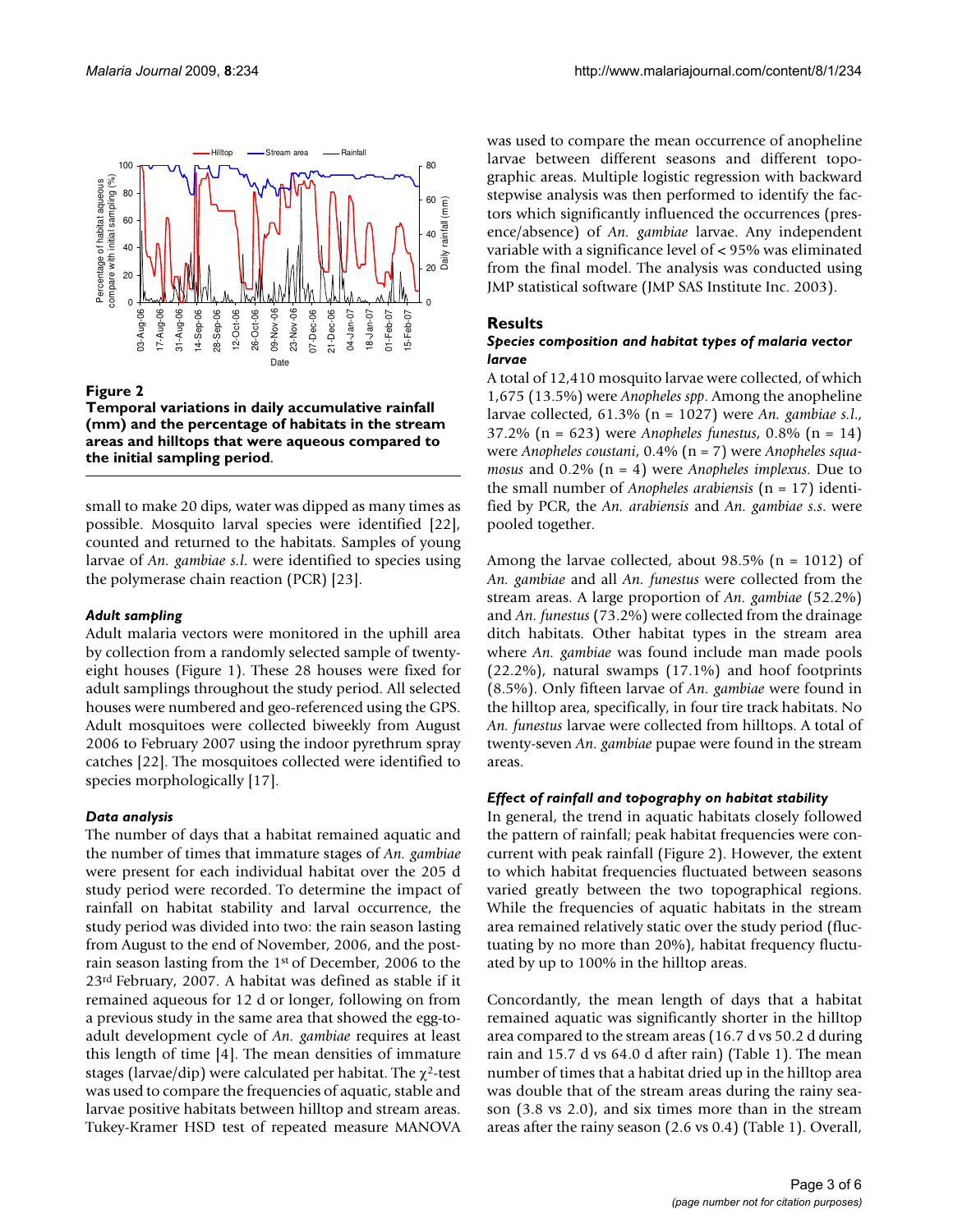**Figure 2**

**Temporal variations in daily accumulative rainfall (mm) and the percentage of habitats in the stream areas and hilltops that were aqueous compared to the initial sampling period.**

small to make 20 dips, water was dipped as many times as possible. Mosquito larval species were identified [22], counted and returned to the habitats. Samples of young larvae of *An. gambiae s.l.* were identified to species using the polymerase chain reaction (PCR) [23].

### *Adult sampling*

Adult malaria vectors were monitored in the uphill area by collection from a randomly selected sample of twenty-eight houses (Figure 1). These 28 houses were fixed for adult samplings throughout the study period. All selected houses were numbered and geo-referenced using the GPS. Adult mosquitoes were collected biweekly from August 2006 to February 2007 using the indoor pyrethrum spray catches [22]. The mosquitoes collected were identified to species morphologically [17].

### *Data analysis*

The number of days that a habitat remained aquatic and the number of times that immature stages of *An. gambiae* were present for each individual habitat over the 205 d study period were recorded. To determine the impact of rainfall on habitat stability and larval occurrence, the study period was divided into two: the rain season lasting from August to the end of November, 2006, and the post-rain season lasting from the 1st of December, 2006 to the 23rd February, 2007. A habitat was defined as stable if it remained aqueous for 12 d or longer, following on from a previous study in the same area that showed the egg-to-adult development cycle of *An. gambiae* requires at least this length of time [4]. The mean densities of immature stages (larvae/dip) were calculated per habitat. The $\chi^2$-test was used to compare the frequencies of aquatic, stable and larvae positive habitats between hilltop and stream areas. Tukey-Kramer HSD test of repeated measure MANOVA was used to compare the mean occurrence of anopheline larvae between different seasons and different topographic areas. Multiple logistic regression with backward stepwise analysis was then performed to identify the factors which significantly influenced the occurrences (presence/absence) of *An. gambiae* larvae. Any independent variable with a significance level of < 95% was eliminated from the final model. The analysis was conducted using JMP statistical software (JMP SAS Institute Inc. 2003).

## Results

### *Species composition and habitat types of malaria vector larvae*

A total of 12,410 mosquito larvae were collected, of which 1,675 (13.5%) were *Anopheles spp*. Among the anopheline larvae collected, 61.3% (n = 1027) were *An. gambiae s.l.*, 37.2% (n = 623) were *Anopheles funestus*, 0.8% (n = 14) were *Anopheles coustani*, 0.4% (n = 7) were *Anopheles squamosus* and 0.2% (n = 4) were *Anopheles implexus*. Due to the small number of *Anopheles arabiensis* (n = 17) identified by PCR, the *An. arabiensis* and *An. gambiae s.s.* were pooled together.

Among the larvae collected, about 98.5% (n = 1012) of *An. gambiae* and all *An. funestus* were collected from the stream areas. A large proportion of *An. gambiae* (52.2%) and *An. funestus* (73.2%) were collected from the drainage ditch habitats. Other habitat types in the stream area where *An. gambiae* was found include man made pools (22.2%), natural swamps (17.1%) and hoof footprints (8.5%). Only fifteen larvae of *An. gambiae* were found in the hilltop area, specifically, in four tire track habitats. No *An. funestus* larvae were collected from hilltops. A total of twenty-seven *An. gambiae* pupae were found in the stream areas.

### *Effect of rainfall and topography on habitat stability*

In general, the trend in aquatic habitats closely followed the pattern of rainfall; peak habitat frequencies were concurrent with peak rainfall (Figure 2). However, the extent to which habitat frequencies fluctuated between seasons varied greatly between the two topographical regions. While the frequencies of aquatic habitats in the stream area remained relatively static over the study period (fluctuating by no more than 20%), habitat frequency fluctuated by up to 100% in the hilltop areas.

Concordantly, the mean length of days that a habitat remained aquatic was significantly shorter in the hilltop area compared to the stream areas (16.7 d vs 50.2 d during rain and 15.7 d vs 64.0 d after rain) (Table 1). The mean number of times that a habitat dried up in the hilltop area was double that of the stream areas during the rainy season (3.8 vs 2.0), and six times more than in the stream areas after the rainy season (2.6 vs 0.4) (Table 1). Overall,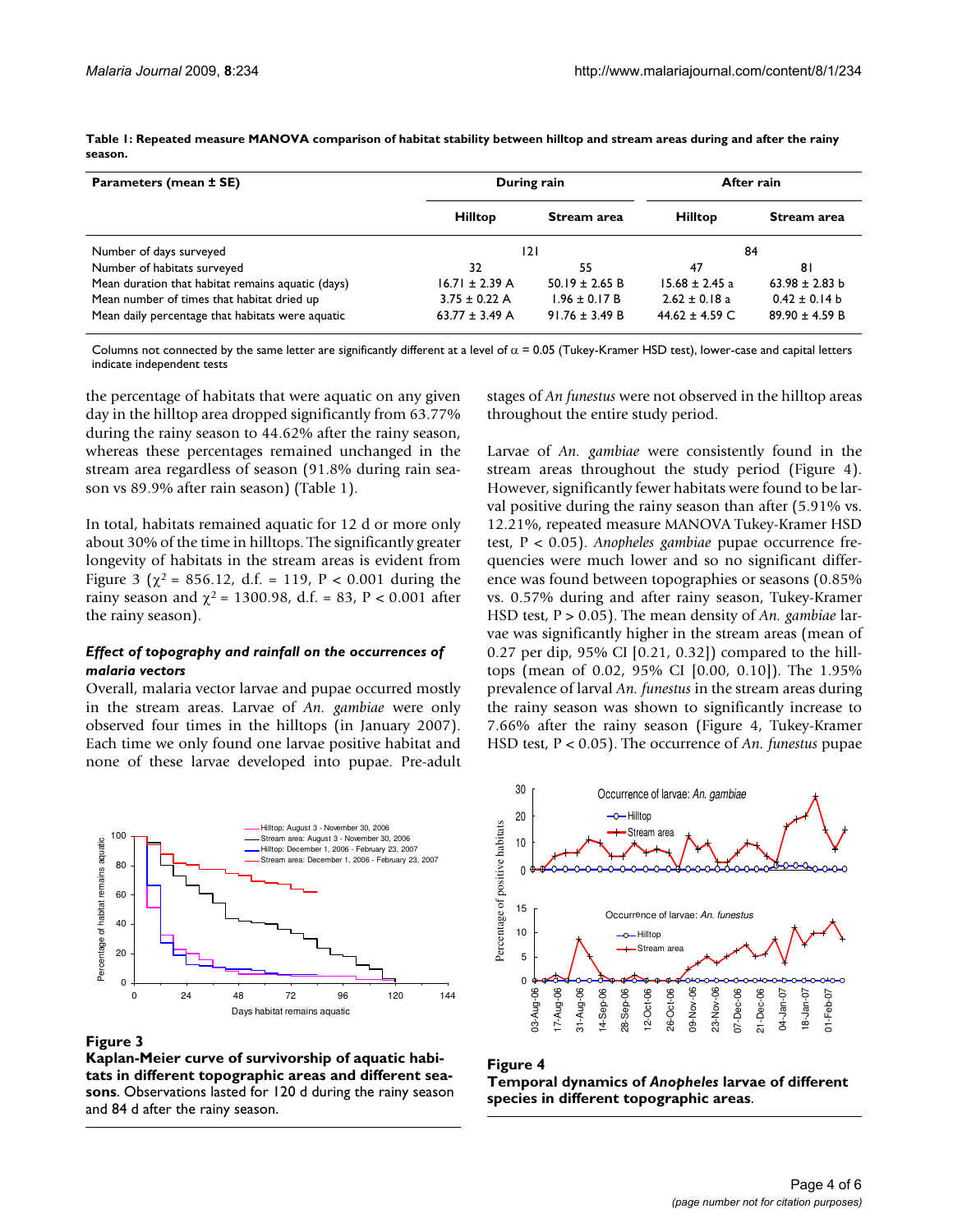**Table 1: Repeated measure MANOVA comparison of habitat stability between hilltop and stream areas during and after the rainy season.**

| Parameters (mean ± SE) | During rain | | After rain | |
|---|---|---|---|---|
| | Hilltop | Stream area | Hilltop | Stream area |
| Number of days surveyed | 121 | | 84 | |
| Number of habitats surveyed | 32 | 55 | 47 | 81 |
| Mean duration that habitat remains aquatic (days) | 16.71 ± 2.39 A | 50.19 ± 2.65 B | 15.68 ± 2.45 a | 63.98 ± 2.83 b |
| Mean number of times that habitat dried up | 3.75 ± 0.22 A | 1.96 ± 0.17 B | 2.62 ± 0.18 a | 0.42 ± 0.14 b |
| Mean daily percentage that habitats were aquatic | 63.77 ± 3.49 A | 91.76 ± 3.49 B | 44.62 ± 4.59 C | 89.90 ± 4.59 B |

Columns not connected by the same letter are significantly different at a level of $\alpha$ = 0.05 (Tukey-Kramer HSD test), lower-case and capital letters indicate independent tests

the percentage of habitats that were aquatic on any given day in the hilltop area dropped significantly from 63.77% during the rainy season to 44.62% after the rainy season, whereas these percentages remained unchanged in the stream area regardless of season (91.8% during rain season vs 89.9% after rain season) (Table 1).

In total, habitats remained aquatic for 12 d or more only about 30% of the time in hilltops. The significantly greater longevity of habitats in the stream areas is evident from Figure 3 ($\chi^2$ = 856.12, d.f. = 119, $P < 0.001$ during the rainy season and $\chi^2$ = 1300.98, d.f. = 83, $P < 0.001$ after the rainy season).

### *Effect of topography and rainfall on the occurrences of malaria vectors*

Overall, malaria vector larvae and pupae occurred mostly in the stream areas. Larvae of *An. gambiae* were only observed four times in the hilltops (in January 2007). Each time we only found one larvae positive habitat and none of these larvae developed into pupae. Pre-adult stages of *An funestus* were not observed in the hilltop areas throughout the entire study period.

Larvae of *An. gambiae* were consistently found in the stream areas throughout the study period (Figure 4). However, significantly fewer habitats were found to be larval positive during the rainy season than after (5.91% vs. 12.21%, repeated measure MANOVA Tukey-Kramer HSD test, $P < 0.05$). *Anopheles gambiae* pupae occurrence frequencies were much lower and so no significant difference was found between topographies or seasons (0.85% vs. 0.57% during and after rainy season, Tukey-Kramer HSD test, $P > 0.05$). The mean density of *An. gambiae* larvae was significantly higher in the stream areas (mean of 0.27 per dip, 95% CI [0.21, 0.32]) compared to the hilltops (mean of 0.02, 95% CI [0.00, 0.10]). The 1.95% prevalence of larval *An. funestus* in the stream areas during the rainy season was shown to significantly increase to 7.66% after the rainy season (Figure 4, Tukey-Kramer HSD test, $P < 0.05$). The occurrence of *An. funestus* pupae

**Figure 3**
**Kaplan-Meier curve of survivorship of aquatic habitats in different topographic areas and different seasons**. Observations lasted for 120 d during the rainy season and 84 d after the rainy season.

**Figure 4**
**Temporal dynamics of *Anopheles* larvae of different species in different topographic areas**.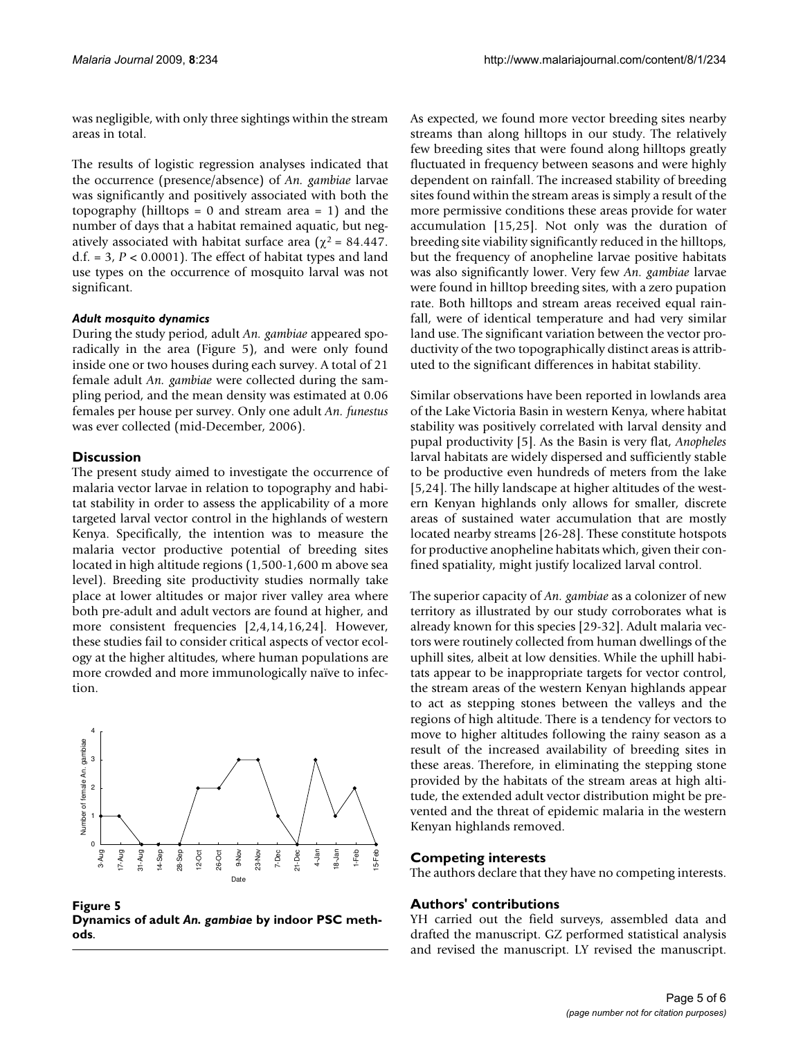was negligible, with only three sightings within the stream areas in total.

The results of logistic regression analyses indicated that the occurrence (presence/absence) of *An. gambiae* larvae was significantly and positively associated with both the topography (hilltops = 0 and stream area = 1) and the number of days that a habitat remained aquatic, but negatively associated with habitat surface area ($\chi^2 = 84.447$. d.f. = 3, $P < 0.0001$). The effect of habitat types and land use types on the occurrence of mosquito larval was not significant.

#### *Adult mosquito dynamics*

During the study period, adult *An. gambiae* appeared sporadically in the area (Figure 5), and were only found inside one or two houses during each survey. A total of 21 female adult *An. gambiae* were collected during the sampling period, and the mean density was estimated at 0.06 females per house per survey. Only one adult *An. funestus* was ever collected (mid-December, 2006).

## Discussion

The present study aimed to investigate the occurrence of malaria vector larvae in relation to topography and habitat stability in order to assess the applicability of a more targeted larval vector control in the highlands of western Kenya. Specifically, the intention was to measure the malaria vector productive potential of breeding sites located in high altitude regions (1,500-1,600 m above sea level). Breeding site productivity studies normally take place at lower altitudes or major river valley area where both pre-adult and adult vectors are found at higher, and more consistent frequencies [2,4,14,16,24]. However, these studies fail to consider critical aspects of vector ecology at the higher altitudes, where human populations are more crowded and more immunologically naïve to infection.

**Figure 5**
**Dynamics of adult *An. gambiae* by indoor PSC methods.**

As expected, we found more vector breeding sites nearby streams than along hilltops in our study. The relatively few breeding sites that were found along hilltops greatly fluctuated in frequency between seasons and were highly dependent on rainfall. The increased stability of breeding sites found within the stream areas is simply a result of the more permissive conditions these areas provide for water accumulation [15,25]. Not only was the duration of breeding site viability significantly reduced in the hilltops, but the frequency of anopheline larvae positive habitats was also significantly lower. Very few *An. gambiae* larvae were found in hilltop breeding sites, with a zero pupation rate. Both hilltops and stream areas received equal rainfall, were of identical temperature and had very similar land use. The significant variation between the vector productivity of the two topographically distinct areas is attributed to the significant differences in habitat stability.

Similar observations have been reported in lowlands area of the Lake Victoria Basin in western Kenya, where habitat stability was positively correlated with larval density and pupal productivity [5]. As the Basin is very flat, *Anopheles* larval habitats are widely dispersed and sufficiently stable to be productive even hundreds of meters from the lake [5,24]. The hilly landscape at higher altitudes of the western Kenyan highlands only allows for smaller, discrete areas of sustained water accumulation that are mostly located nearby streams [26-28]. These constitute hotspots for productive anopheline habitats which, given their confined spatiality, might justify localized larval control.

The superior capacity of *An. gambiae* as a colonizer of new territory as illustrated by our study corroborates what is already known for this species [29-32]. Adult malaria vectors were routinely collected from human dwellings of the uphill sites, albeit at low densities. While the uphill habitats appear to be inappropriate targets for vector control, the stream areas of the western Kenyan highlands appear to act as stepping stones between the valleys and the regions of high altitude. There is a tendency for vectors to move to higher altitudes following the rainy season as a result of the increased availability of breeding sites in these areas. Therefore, in eliminating the stepping stone provided by the habitats of the stream areas at high altitude, the extended adult vector distribution might be prevented and the threat of epidemic malaria in the western Kenyan highlands removed.

## Competing interests

The authors declare that they have no competing interests.

## Authors' contributions

YH carried out the field surveys, assembled data and drafted the manuscript. GZ performed statistical analysis and revised the manuscript. LY revised the manuscript.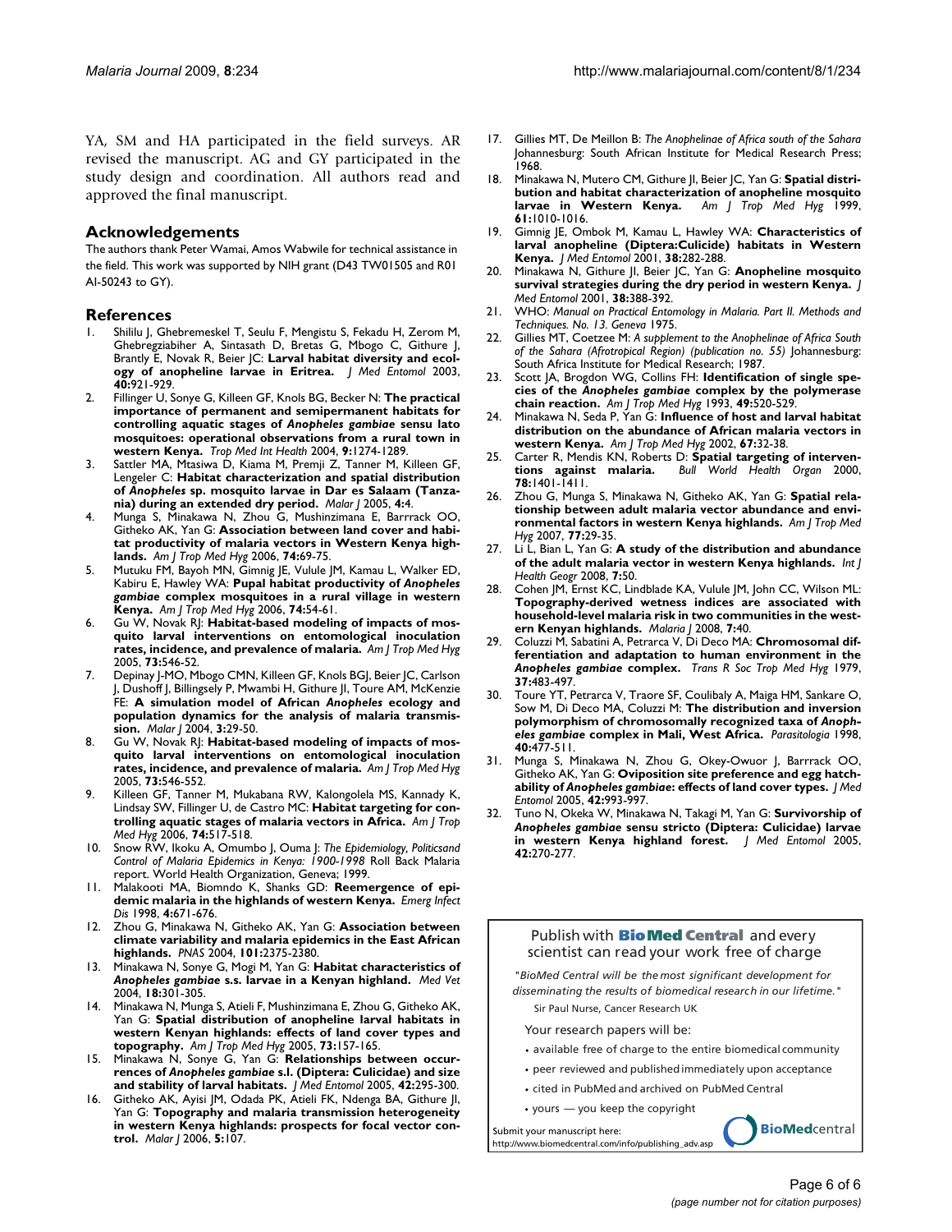YA, SM and HA participated in the field surveys. AR revised the manuscript. AG and GY participated in the study design and coordination. All authors read and approved the final manuscript.

## Acknowledgements

The authors thank Peter Wamai, Amos Wabwile for technical assistance in the field. This work was supported by NIH grant (D43 TW01505 and R01 AI-50243 to GY).

## References

1. Shililu J, Ghebremeskel T, Seulu F, Mengistu S, Fekadu H, Zerom M, Ghebregziabiher A, Sintasath D, Bretas G, Mbogo C, Githure J, Brantly E, Novak R, Beier JC: **Larval habitat diversity and ecology of anopheline larvae in Eritrea.** *J Med Entomol* 2003, **40:**921-929.
2. Fillinger U, Sonye G, Killeen GF, Knols BG, Becker N: **The practical importance of permanent and semipermanent habitats for controlling aquatic stages of *Anopheles gambiae* sensu lato mosquitoes: operational observations from a rural town in western Kenya.** *Trop Med Int Health* 2004, **9:**1274-1289.
3. Sattler MA, Mtasiwa D, Kiama M, Premji Z, Tanner M, Killeen GF, Lengeler C: **Habitat characterization and spatial distribution of *Anopheles* sp. mosquito larvae in Dar es Salaam (Tanzania) during an extended dry period.** *Malar J* 2005, **4:**4.
4. Munga S, Minakawa N, Zhou G, Mushinzimana E, Barrrack OO, Githeko AK, Yan G: **Association between land cover and habitat productivity of malaria vectors in Western Kenya highlands.** *Am J Trop Med Hyg* 2006, **74:**69-75.
5. Mutuku FM, Bayoh MN, Gimnig JE, Vulule JM, Kamau L, Walker ED, Kabiru E, Hawley WA: **Pupal habitat productivity of *Anopheles gambiae* complex mosquitoes in a rural village in western Kenya.** *Am J Trop Med Hyg* 2006, **74:**54-61.
6. Gu W, Novak RJ: **Habitat-based modeling of impacts of mosquito larval interventions on entomological inoculation rates, incidence, and prevalence of malaria.** *Am J Trop Med Hyg* 2005, **73:**546-52.
7. Depinay J-MO, Mbogo CMN, Killeen GF, Knols BGJ, Beier JC, Carlson J, Dushoff J, Billingsely P, Mwambi H, Githure JI, Toure AM, McKenzie FE: **A simulation model of African *Anopheles* ecology and population dynamics for the analysis of malaria transmission.** *Malar J* 2004, **3:**29-50.
8. Gu W, Novak RJ: **Habitat-based modeling of impacts of mosquito larval interventions on entomological inoculation rates, incidence, and prevalence of malaria.** *Am J Trop Med Hyg* 2005, **73:**546-552.
9. Killeen GF, Tanner M, Mukabana RW, Kalongolela MS, Kannady K, Lindsay SW, Fillinger U, de Castro MC: **Habitat targeting for controlling aquatic stages of malaria vectors in Africa.** *Am J Trop Med Hyg* 2006, **74:**517-518.
10. Snow RW, Ikoku A, Omumbo J, Ouma J: *The Epidemiology, Politicsand Control of Malaria Epidemics in Kenya: 1900-1998* Roll Back Malaria report. World Health Organization, Geneva; 1999.
11. Malakooti MA, Biomndo K, Shanks GD: **Reemergence of epidemic malaria in the highlands of western Kenya.** *Emerg Infect Dis* 1998, **4:**671-676.
12. Zhou G, Minakawa N, Githeko AK, Yan G: **Association between climate variability and malaria epidemics in the East African highlands.** *PNAS* 2004, **101:**2375-2380.
13. Minakawa N, Sonye G, Mogi M, Yan G: **Habitat characteristics of *Anopheles gambiae* s.s. larvae in a Kenyan highland.** *Med Vet* 2004, **18:**301-305.
14. Minakawa N, Munga S, Atieli F, Mushinzimana E, Zhou G, Githeko AK, Yan G: **Spatial distribution of anopheline larval habitats in western Kenyan highlands: effects of land cover types and topography.** *Am J Trop Med Hyg* 2005, **73:**157-165.
15. Minakawa N, Sonye G, Yan G: **Relationships between occurrences of *Anopheles gambiae* s.l. (Diptera: Culicidae) and size and stability of larval habitats.** *J Med Entomol* 2005, **42:**295-300.
16. Githeko AK, Ayisi JM, Odada PK, Atieli FK, Ndenga BA, Githure JI, Yan G: **Topography and malaria transmission heterogeneity in western Kenya highlands: prospects for focal vector control.** *Malar J* 2006, **5:**107.
17. Gillies MT, De Meillon B: *The Anophelinae of Africa south of the Sahara* Johannesburg: South African Institute for Medical Research Press; 1968.
18. Minakawa N, Mutero CM, Githure JI, Beier JC, Yan G: **Spatial distribution and habitat characterization of anopheline mosquito larvae in Western Kenya.** *Am J Trop Med Hyg* 1999, **61:**1010-1016.
19. Gimnig JE, Ombok M, Kamau L, Hawley WA: **Characteristics of larval anopheline (Diptera:Culicide) habitats in Western Kenya.** *J Med Entomol* 2001, **38:**282-288.
20. Minakawa N, Githure JI, Beier JC, Yan G: **Anopheline mosquito survival strategies during the dry period in western Kenya.** *J Med Entomol* 2001, **38:**388-392.
21. WHO: *Manual on Practical Entomology in Malaria. Part II. Methods and Techniques. No. 13. Geneva* 1975.
22. Gillies MT, Coetzee M: *A supplement to the Anophelinae of Africa South of the Sahara (Afrotropical Region) (publication no. 55)* Johannesburg: South Africa Institute for Medical Research; 1987.
23. Scott JA, Brogdon WG, Collins FH: **Identification of single species of the *Anopheles gambiae* complex by the polymerase chain reaction.** *Am J Trop Med Hyg* 1993, **49:**520-529.
24. Minakawa N, Seda P, Yan G: **Influence of host and larval habitat distribution on the abundance of African malaria vectors in western Kenya.** *Am J Trop Med Hyg* 2002, **67:**32-38.
25. Carter R, Mendis KN, Roberts D: **Spatial targeting of interventions against malaria.** *Bull World Health Organ* 2000, **78:**1401-1411.
26. Zhou G, Munga S, Minakawa N, Githeko AK, Yan G: **Spatial relationship between adult malaria vector abundance and environmental factors in western Kenya highlands.** *Am J Trop Med Hyg* 2007, **77:**29-35.
27. Li L, Bian L, Yan G: **A study of the distribution and abundance of the adult malaria vector in western Kenya highlands.** *Int J Health Geogr* 2008, **7:**50.
28. Cohen JM, Ernst KC, Lindblade KA, Vulule JM, John CC, Wilson ML: **Topography-derived wetness indices are associated with household-level malaria risk in two communities in the western Kenyan highlands.** *Malaria J* 2008, **7:**40.
29. Coluzzi M, Sabatini A, Petrarca V, Di Deco MA: **Chromosomal differentiation and adaptation to human environment in the *Anopheles gambiae* complex.** *Trans R Soc Trop Med Hyg* 1979, **37:**483-497.
30. Toure YT, Petrarca V, Traore SF, Coulibaly A, Maiga HM, Sankare O, Sow M, Di Deco MA, Coluzzi M: **The distribution and inversion polymorphism of chromosomally recognized taxa of *Anopheles gambiae* complex in Mali, West Africa.** *Parasitologia* 1998, **40:**477-511.
31. Munga S, Minakawa N, Zhou G, Okey-Owuor J, Barrrack OO, Githeko AK, Yan G: **Oviposition site preference and egg hatchability of *Anopheles gambiae*: effects of land cover types.** *J Med Entomol* 2005, **42:**993-997.
32. Tuno N, Okeka W, Minakawa N, Takagi M, Yan G: **Survivorship of *Anopheles gambiae* sensu stricto (Diptera: Culicidae) larvae in western Kenya highland forest.** *J Med Entomol* 2005, **42:**270-277.

Publish with **BioMed Central** and every scientist can read your work free of charge

*"BioMed Central will be the most significant development for disseminating the results of biomedical research in our lifetime."*

Sir Paul Nurse, Cancer Research UK

Your research papers will be:

- available free of charge to the entire biomedical community
- peer reviewed and published immediately upon acceptance
- cited in PubMed and archived on PubMed Central
- yours — you keep the copyright

Submit your manuscript here:
http://www.biomedcentral.com/info/publishing_adv.asp

BioMedcentral